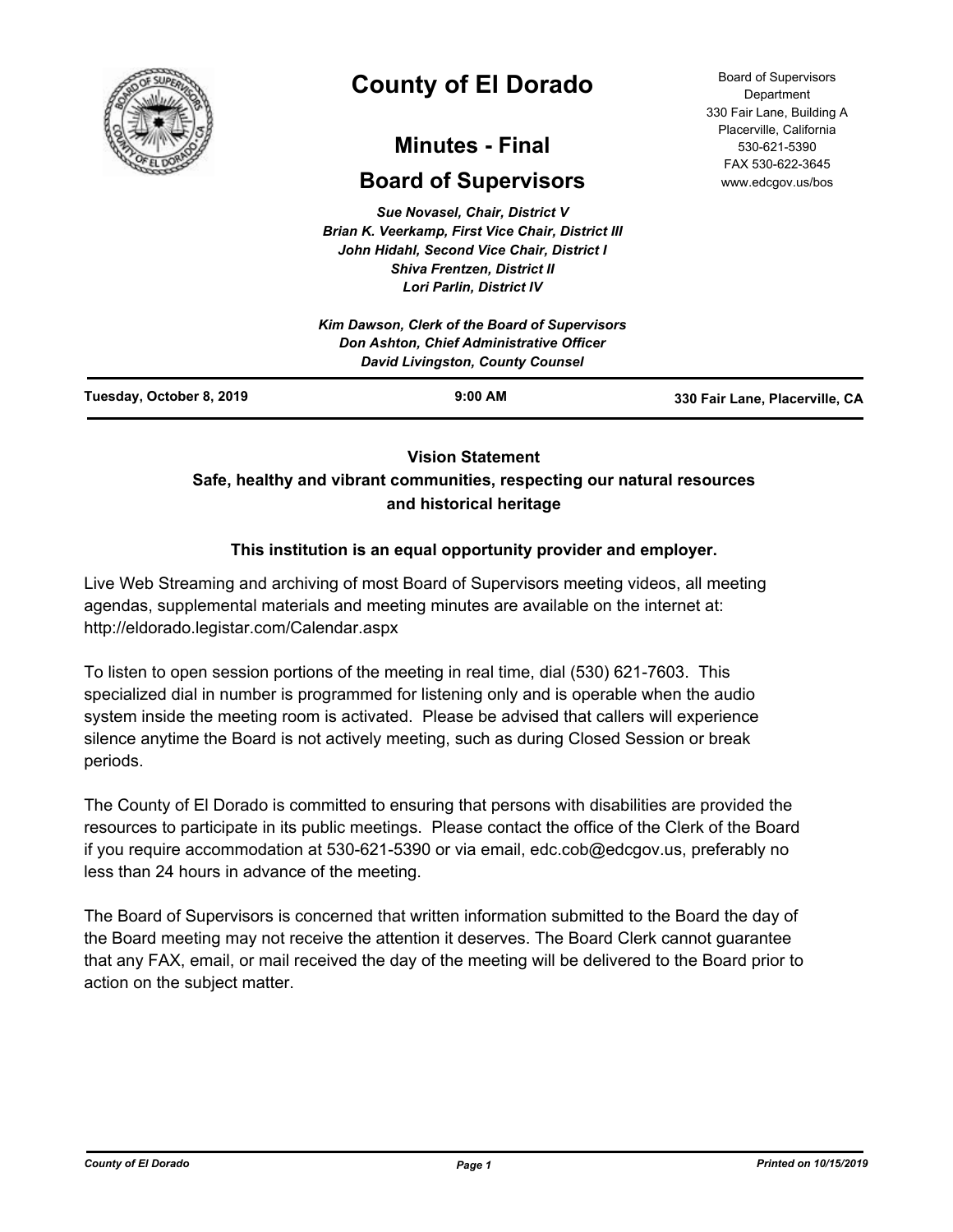# County of El Dorado

## Minutes - Final

## Board of Supervisors

Board of Supervisors Department
330 Fair Lane, Building A
Placerville, California
530-621-5390
FAX 530-622-3645
www.edcgov.us/bos

*Sue Novasel, Chair, District V*
*Brian K. Veerkamp, First Vice Chair, District III*
*John Hidahl, Second Vice Chair, District I*
*Shiva Frentzen, District II*
*Lori Parlin, District IV*

*Kim Dawson, Clerk of the Board of Supervisors*
*Don Ashton, Chief Administrative Officer*
*David Livingston, County Counsel*

**Tuesday, October 8, 2019** | **9:00 AM** | **330 Fair Lane, Placerville, CA**

**Vision Statement**
**Safe, healthy and vibrant communities, respecting our natural resources and historical heritage**

**This institution is an equal opportunity provider and employer.**

Live Web Streaming and archiving of most Board of Supervisors meeting videos, all meeting agendas, supplemental materials and meeting minutes are available on the internet at: http://eldorado.legistar.com/Calendar.aspx

To listen to open session portions of the meeting in real time, dial (530) 621-7603. This specialized dial in number is programmed for listening only and is operable when the audio system inside the meeting room is activated. Please be advised that callers will experience silence anytime the Board is not actively meeting, such as during Closed Session or break periods.

The County of El Dorado is committed to ensuring that persons with disabilities are provided the resources to participate in its public meetings. Please contact the office of the Clerk of the Board if you require accommodation at 530-621-5390 or via email, edc.cob@edcgov.us, preferably no less than 24 hours in advance of the meeting.

The Board of Supervisors is concerned that written information submitted to the Board the day of the Board meeting may not receive the attention it deserves. The Board Clerk cannot guarantee that any FAX, email, or mail received the day of the meeting will be delivered to the Board prior to action on the subject matter.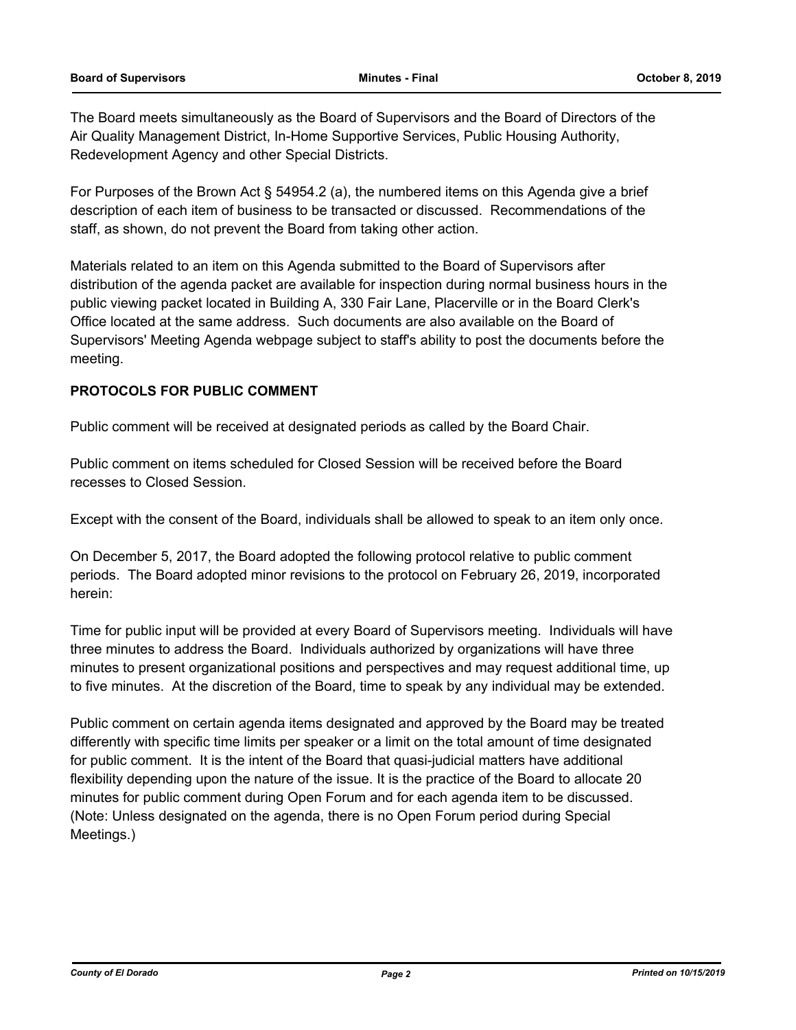The Board meets simultaneously as the Board of Supervisors and the Board of Directors of the Air Quality Management District, In-Home Supportive Services, Public Housing Authority, Redevelopment Agency and other Special Districts.

For Purposes of the Brown Act § 54954.2 (a), the numbered items on this Agenda give a brief description of each item of business to be transacted or discussed. Recommendations of the staff, as shown, do not prevent the Board from taking other action.

Materials related to an item on this Agenda submitted to the Board of Supervisors after distribution of the agenda packet are available for inspection during normal business hours in the public viewing packet located in Building A, 330 Fair Lane, Placerville or in the Board Clerk's Office located at the same address. Such documents are also available on the Board of Supervisors' Meeting Agenda webpage subject to staff's ability to post the documents before the meeting.

**PROTOCOLS FOR PUBLIC COMMENT**

Public comment will be received at designated periods as called by the Board Chair.

Public comment on items scheduled for Closed Session will be received before the Board recesses to Closed Session.

Except with the consent of the Board, individuals shall be allowed to speak to an item only once.

On December 5, 2017, the Board adopted the following protocol relative to public comment periods. The Board adopted minor revisions to the protocol on February 26, 2019, incorporated herein:

Time for public input will be provided at every Board of Supervisors meeting. Individuals will have three minutes to address the Board. Individuals authorized by organizations will have three minutes to present organizational positions and perspectives and may request additional time, up to five minutes. At the discretion of the Board, time to speak by any individual may be extended.

Public comment on certain agenda items designated and approved by the Board may be treated differently with specific time limits per speaker or a limit on the total amount of time designated for public comment. It is the intent of the Board that quasi-judicial matters have additional flexibility depending upon the nature of the issue. It is the practice of the Board to allocate 20 minutes for public comment during Open Forum and for each agenda item to be discussed. (Note: Unless designated on the agenda, there is no Open Forum period during Special Meetings.)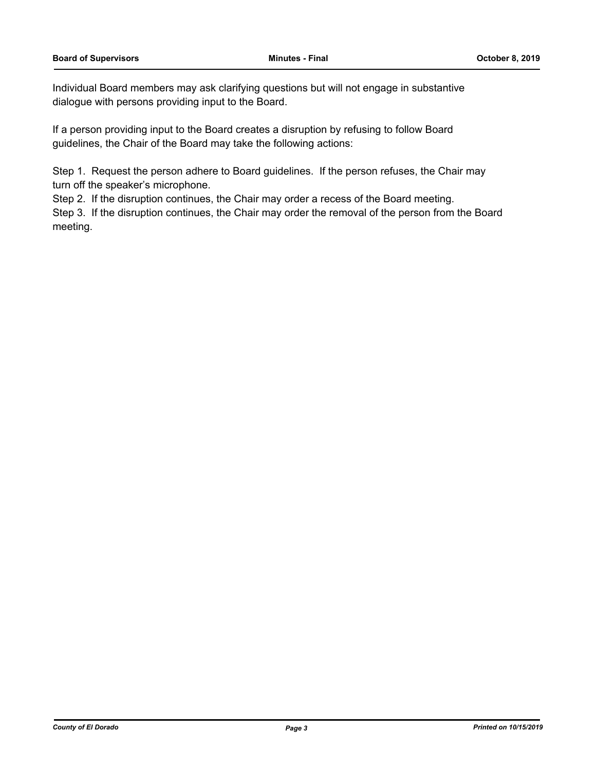Individual Board members may ask clarifying questions but will not engage in substantive dialogue with persons providing input to the Board.

If a person providing input to the Board creates a disruption by refusing to follow Board guidelines, the Chair of the Board may take the following actions:

Step 1. Request the person adhere to Board guidelines. If the person refuses, the Chair may turn off the speaker's microphone.

Step 2. If the disruption continues, the Chair may order a recess of the Board meeting.

Step 3. If the disruption continues, the Chair may order the removal of the person from the Board meeting.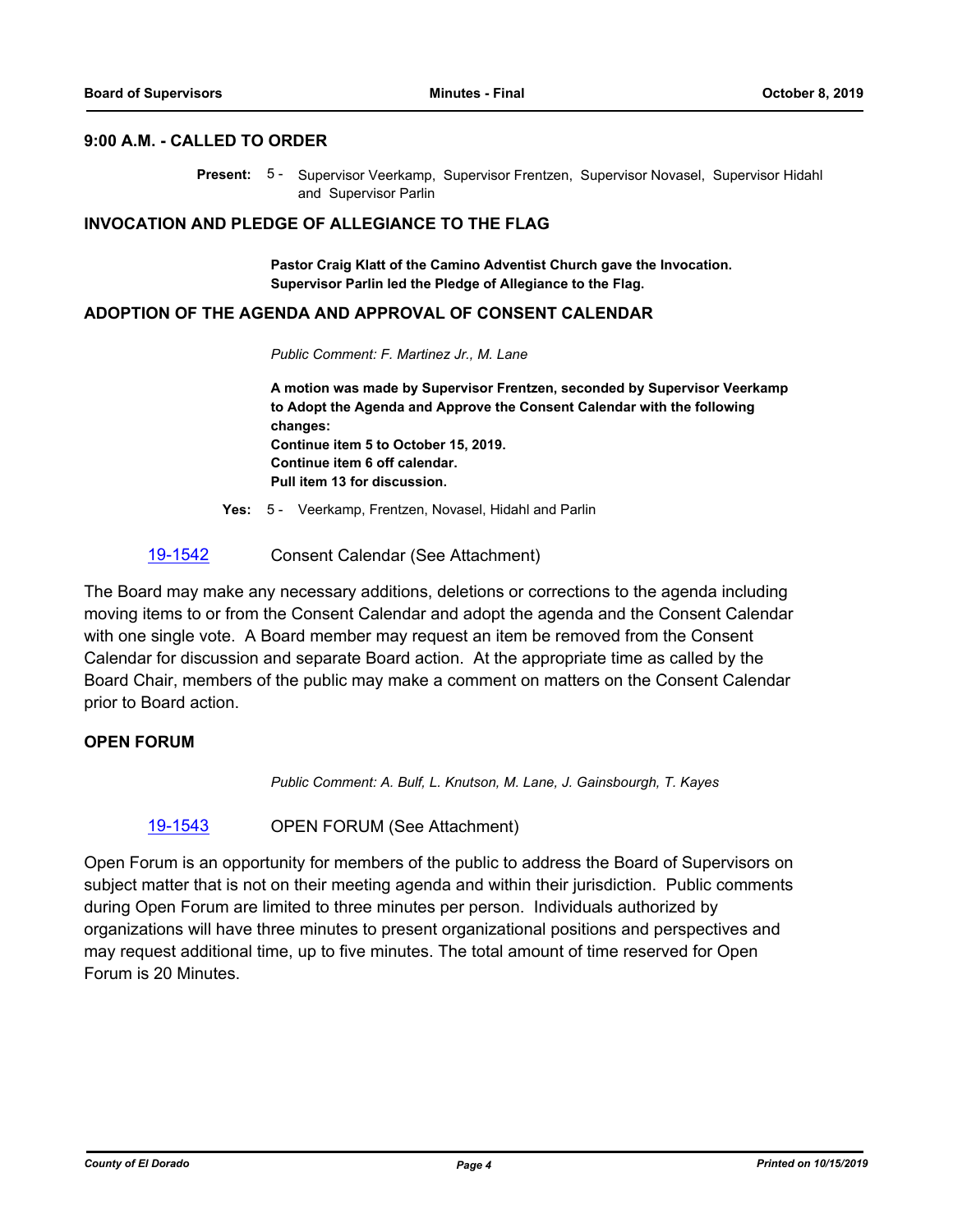### 9:00 A.M. - CALLED TO ORDER

**Present:** 5 - Supervisor Veerkamp, Supervisor Frentzen, Supervisor Novasel, Supervisor Hidahl and Supervisor Parlin

### INVOCATION AND PLEDGE OF ALLEGIANCE TO THE FLAG

**Pastor Craig Klatt of the Camino Adventist Church gave the Invocation.**
**Supervisor Parlin led the Pledge of Allegiance to the Flag.**

### ADOPTION OF THE AGENDA AND APPROVAL OF CONSENT CALENDAR

*Public Comment: F. Martinez Jr., M. Lane*

**A motion was made by Supervisor Frentzen, seconded by Supervisor Veerkamp to Adopt the Agenda and Approve the Consent Calendar with the following changes:**
**Continue item 5 to October 15, 2019.**
**Continue item 6 off calendar.**
**Pull item 13 for discussion.**

**Yes:** 5 - Veerkamp, Frentzen, Novasel, Hidahl and Parlin

19-1542 Consent Calendar (See Attachment)

The Board may make any necessary additions, deletions or corrections to the agenda including moving items to or from the Consent Calendar and adopt the agenda and the Consent Calendar with one single vote. A Board member may request an item be removed from the Consent Calendar for discussion and separate Board action. At the appropriate time as called by the Board Chair, members of the public may make a comment on matters on the Consent Calendar prior to Board action.

### OPEN FORUM

*Public Comment: A. Bulf, L. Knutson, M. Lane, J. Gainsbourgh, T. Kayes*

19-1543 OPEN FORUM (See Attachment)

Open Forum is an opportunity for members of the public to address the Board of Supervisors on subject matter that is not on their meeting agenda and within their jurisdiction. Public comments during Open Forum are limited to three minutes per person. Individuals authorized by organizations will have three minutes to present organizational positions and perspectives and may request additional time, up to five minutes. The total amount of time reserved for Open Forum is 20 Minutes.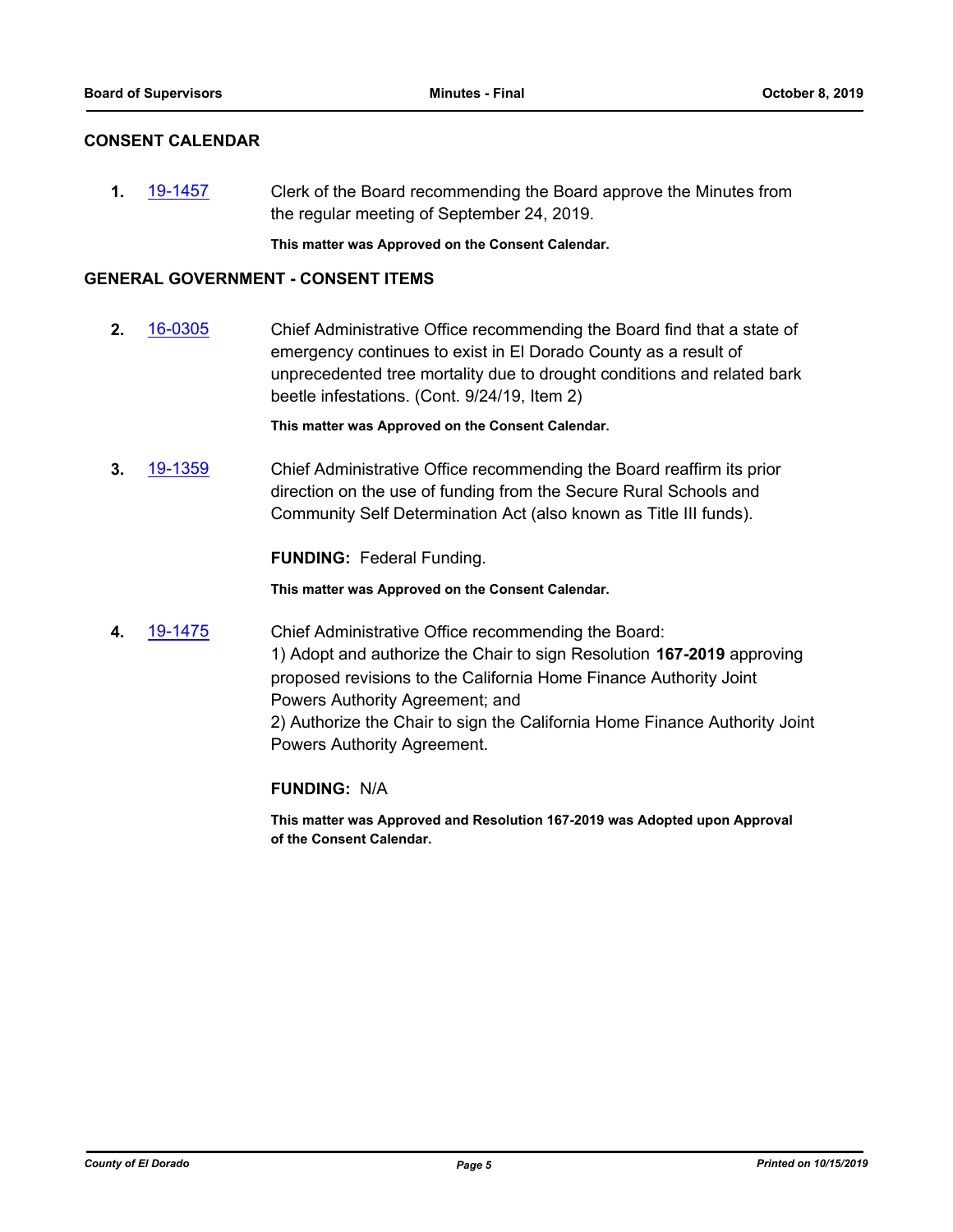## CONSENT CALENDAR

**1.** 19-1457 Clerk of the Board recommending the Board approve the Minutes from the regular meeting of September 24, 2019.

**This matter was Approved on the Consent Calendar.**

## GENERAL GOVERNMENT - CONSENT ITEMS

**2.** 16-0305 Chief Administrative Office recommending the Board find that a state of emergency continues to exist in El Dorado County as a result of unprecedented tree mortality due to drought conditions and related bark beetle infestations. (Cont. 9/24/19, Item 2)

**This matter was Approved on the Consent Calendar.**

**3.** 19-1359 Chief Administrative Office recommending the Board reaffirm its prior direction on the use of funding from the Secure Rural Schools and Community Self Determination Act (also known as Title III funds).

**FUNDING:** Federal Funding.

**This matter was Approved on the Consent Calendar.**

**4.** 19-1475 Chief Administrative Office recommending the Board:
1) Adopt and authorize the Chair to sign Resolution **167-2019** approving proposed revisions to the California Home Finance Authority Joint Powers Authority Agreement; and
2) Authorize the Chair to sign the California Home Finance Authority Joint Powers Authority Agreement.

**FUNDING:** N/A

**This matter was Approved and Resolution 167-2019 was Adopted upon Approval of the Consent Calendar.**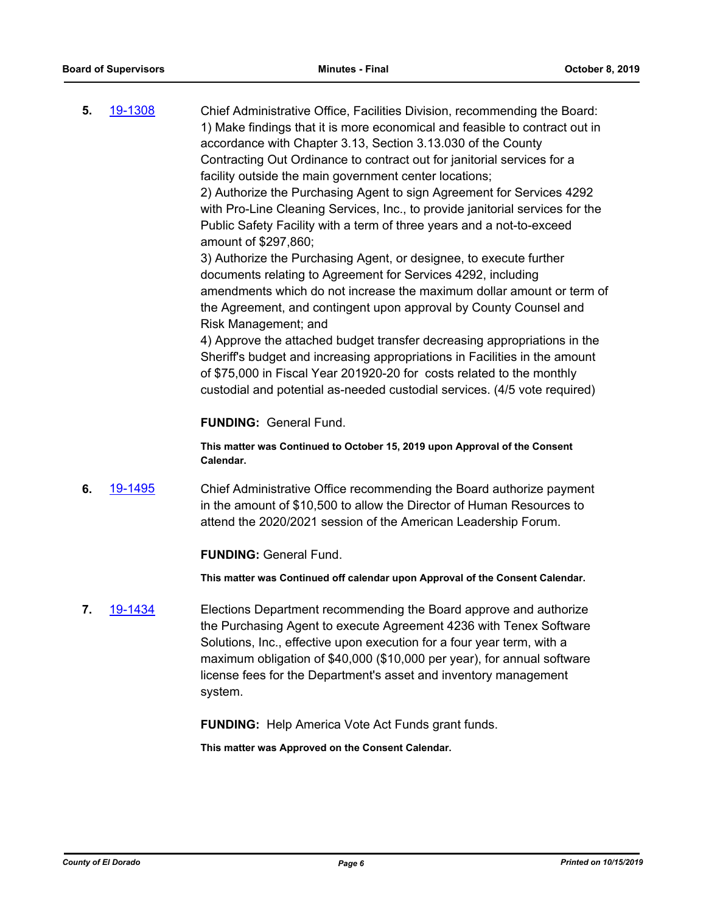**5.** 19-1308 Chief Administrative Office, Facilities Division, recommending the Board:
1) Make findings that it is more economical and feasible to contract out in accordance with Chapter 3.13, Section 3.13.030 of the County Contracting Out Ordinance to contract out for janitorial services for a facility outside the main government center locations;
2) Authorize the Purchasing Agent to sign Agreement for Services 4292 with Pro-Line Cleaning Services, Inc., to provide janitorial services for the Public Safety Facility with a term of three years and a not-to-exceed amount of $297,860;
3) Authorize the Purchasing Agent, or designee, to execute further documents relating to Agreement for Services 4292, including amendments which do not increase the maximum dollar amount or term of the Agreement, and contingent upon approval by County Counsel and Risk Management; and
4) Approve the attached budget transfer decreasing appropriations in the Sheriff's budget and increasing appropriations in Facilities in the amount of $75,000 in Fiscal Year 201920-20 for costs related to the monthly custodial and potential as-needed custodial services. (4/5 vote required)

**FUNDING:** General Fund.

**This matter was Continued to October 15, 2019 upon Approval of the Consent Calendar.**

**6.** 19-1495 Chief Administrative Office recommending the Board authorize payment in the amount of $10,500 to allow the Director of Human Resources to attend the 2020/2021 session of the American Leadership Forum.

**FUNDING:** General Fund.

**This matter was Continued off calendar upon Approval of the Consent Calendar.**

**7.** 19-1434 Elections Department recommending the Board approve and authorize the Purchasing Agent to execute Agreement 4236 with Tenex Software Solutions, Inc., effective upon execution for a four year term, with a maximum obligation of $40,000 ($10,000 per year), for annual software license fees for the Department's asset and inventory management system.

**FUNDING:** Help America Vote Act Funds grant funds.

**This matter was Approved on the Consent Calendar.**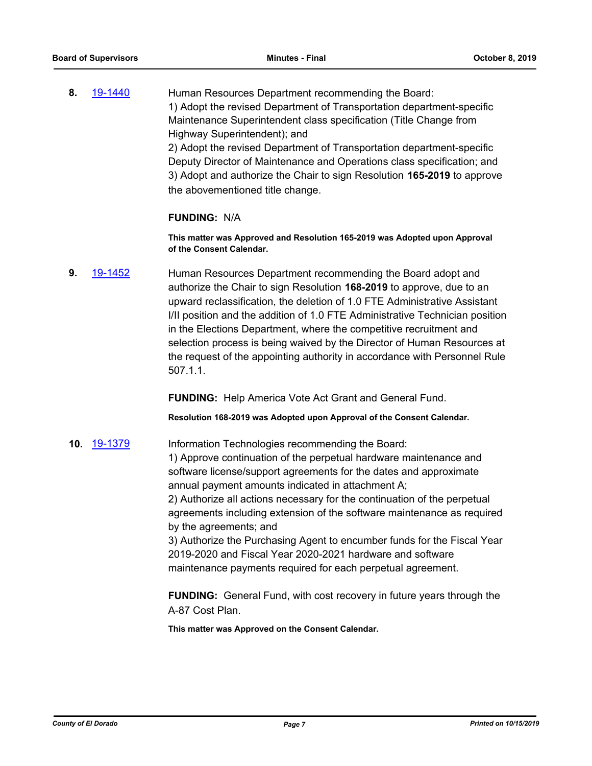**8.** 19-1440 Human Resources Department recommending the Board:
1) Adopt the revised Department of Transportation department-specific Maintenance Superintendent class specification (Title Change from Highway Superintendent); and
2) Adopt the revised Department of Transportation department-specific Deputy Director of Maintenance and Operations class specification; and
3) Adopt and authorize the Chair to sign Resolution **165-2019** to approve the abovementioned title change.

**FUNDING:** N/A

**This matter was Approved and Resolution 165-2019 was Adopted upon Approval of the Consent Calendar.**

**9.** 19-1452 Human Resources Department recommending the Board adopt and authorize the Chair to sign Resolution **168-2019** to approve, due to an upward reclassification, the deletion of 1.0 FTE Administrative Assistant I/II position and the addition of 1.0 FTE Administrative Technician position in the Elections Department, where the competitive recruitment and selection process is being waived by the Director of Human Resources at the request of the appointing authority in accordance with Personnel Rule 507.1.1.

**FUNDING:** Help America Vote Act Grant and General Fund.

**Resolution 168-2019 was Adopted upon Approval of the Consent Calendar.**

**10.** 19-1379 Information Technologies recommending the Board:
1) Approve continuation of the perpetual hardware maintenance and software license/support agreements for the dates and approximate annual payment amounts indicated in attachment A;
2) Authorize all actions necessary for the continuation of the perpetual agreements including extension of the software maintenance as required by the agreements; and
3) Authorize the Purchasing Agent to encumber funds for the Fiscal Year 2019-2020 and Fiscal Year 2020-2021 hardware and software maintenance payments required for each perpetual agreement.

**FUNDING:** General Fund, with cost recovery in future years through the A-87 Cost Plan.

**This matter was Approved on the Consent Calendar.**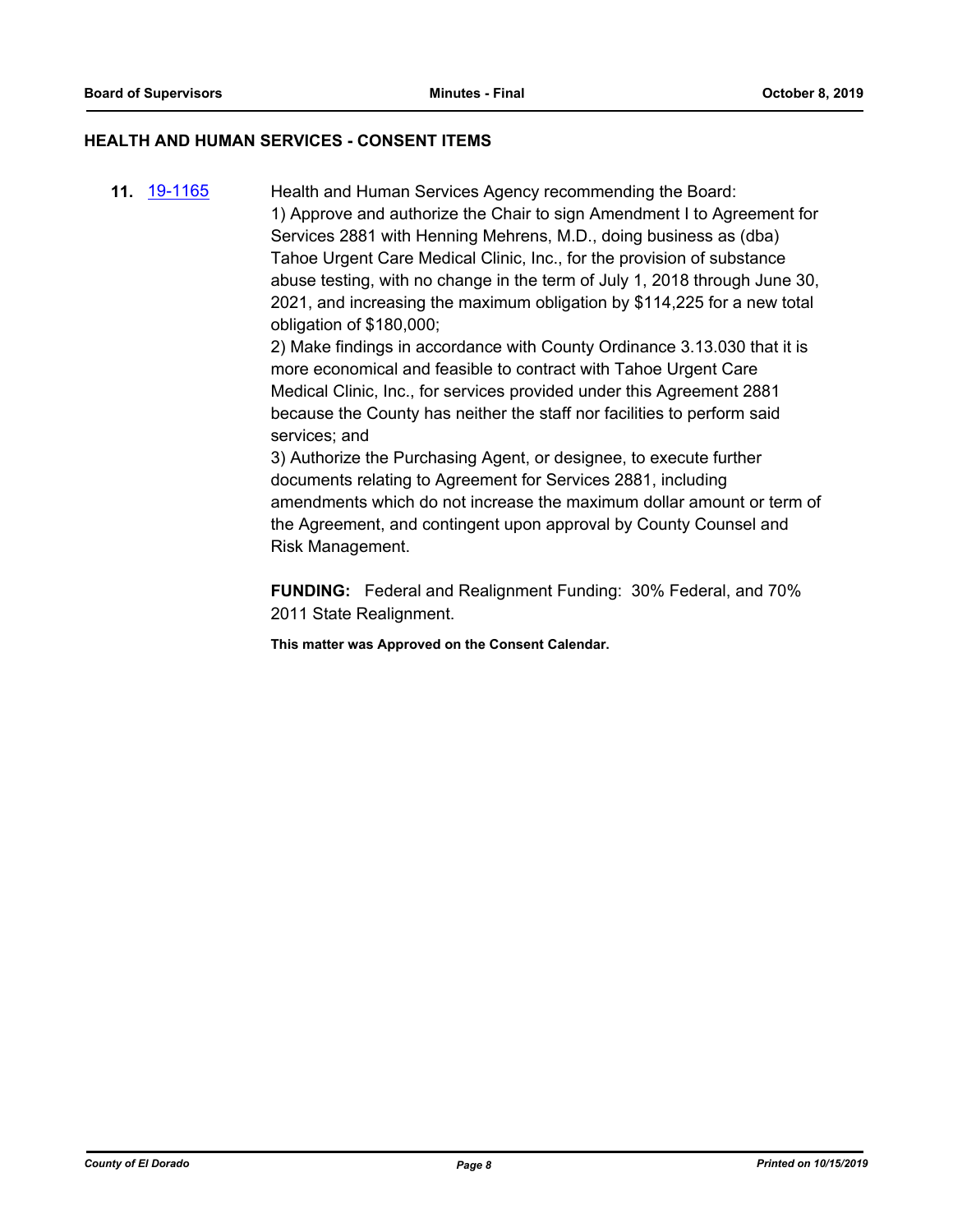## HEALTH AND HUMAN SERVICES - CONSENT ITEMS

**11.** [19-1165](19-1165) Health and Human Services Agency recommending the Board:

1) Approve and authorize the Chair to sign Amendment I to Agreement for Services 2881 with Henning Mehrens, M.D., doing business as (dba) Tahoe Urgent Care Medical Clinic, Inc., for the provision of substance abuse testing, with no change in the term of July 1, 2018 through June 30, 2021, and increasing the maximum obligation by $114,225 for a new total obligation of $180,000;

2) Make findings in accordance with County Ordinance 3.13.030 that it is more economical and feasible to contract with Tahoe Urgent Care Medical Clinic, Inc., for services provided under this Agreement 2881 because the County has neither the staff nor facilities to perform said services; and

3) Authorize the Purchasing Agent, or designee, to execute further documents relating to Agreement for Services 2881, including amendments which do not increase the maximum dollar amount or term of the Agreement, and contingent upon approval by County Counsel and Risk Management.

**FUNDING:** Federal and Realignment Funding: 30% Federal, and 70% 2011 State Realignment.

**This matter was Approved on the Consent Calendar.**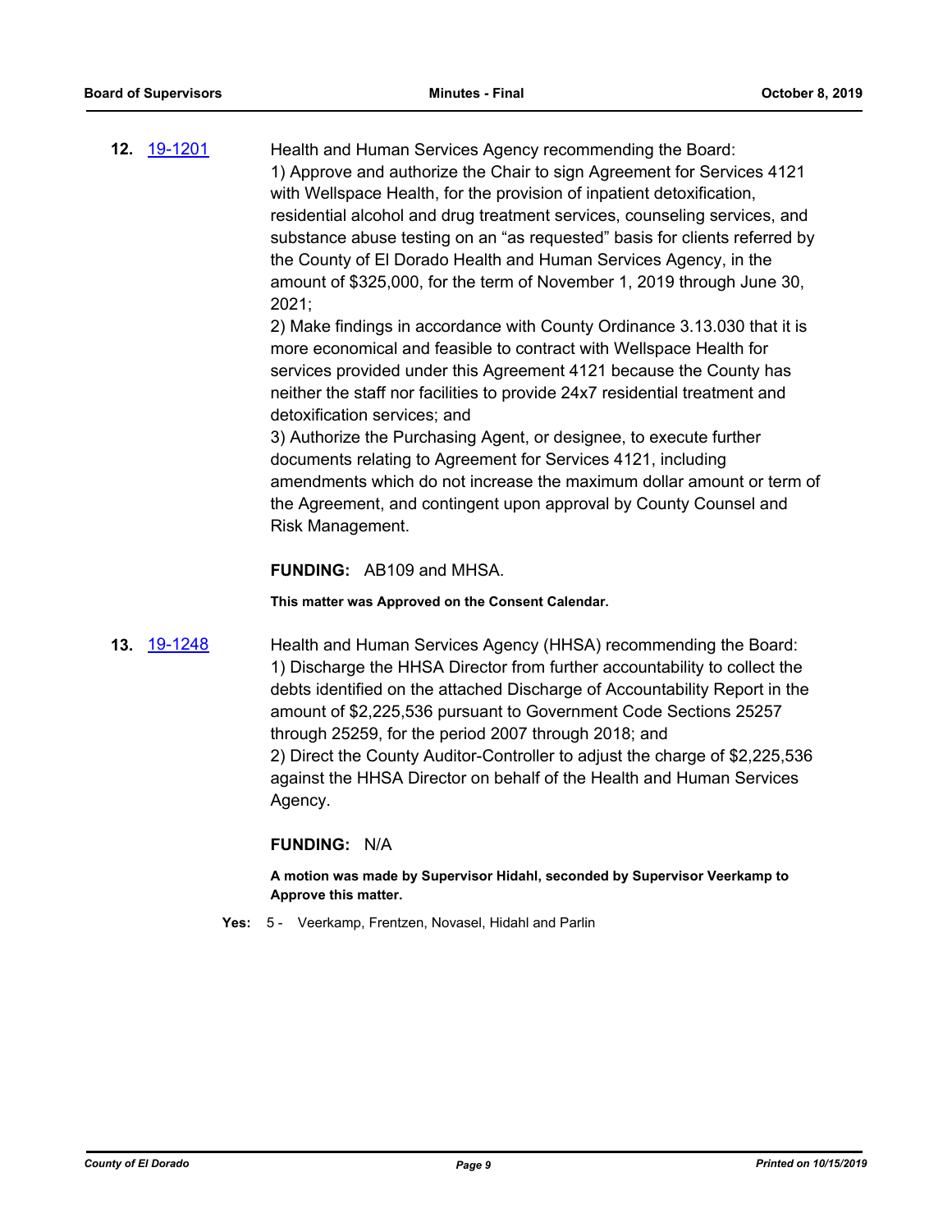**12.** 19-1201

Health and Human Services Agency recommending the Board:
1) Approve and authorize the Chair to sign Agreement for Services 4121 with Wellspace Health, for the provision of inpatient detoxification, residential alcohol and drug treatment services, counseling services, and substance abuse testing on an "as requested" basis for clients referred by the County of El Dorado Health and Human Services Agency, in the amount of $325,000, for the term of November 1, 2019 through June 30, 2021;
2) Make findings in accordance with County Ordinance 3.13.030 that it is more economical and feasible to contract with Wellspace Health for services provided under this Agreement 4121 because the County has neither the staff nor facilities to provide 24x7 residential treatment and detoxification services; and
3) Authorize the Purchasing Agent, or designee, to execute further documents relating to Agreement for Services 4121, including amendments which do not increase the maximum dollar amount or term of the Agreement, and contingent upon approval by County Counsel and Risk Management.

**FUNDING:** AB109 and MHSA.

**This matter was Approved on the Consent Calendar.**

**13.** 19-1248

Health and Human Services Agency (HHSA) recommending the Board:
1) Discharge the HHSA Director from further accountability to collect the debts identified on the attached Discharge of Accountability Report in the amount of $2,225,536 pursuant to Government Code Sections 25257 through 25259, for the period 2007 through 2018; and
2) Direct the County Auditor-Controller to adjust the charge of $2,225,536 against the HHSA Director on behalf of the Health and Human Services Agency.

**FUNDING:** N/A

**A motion was made by Supervisor Hidahl, seconded by Supervisor Veerkamp to Approve this matter.**

**Yes:** 5 - Veerkamp, Frentzen, Novasel, Hidahl and Parlin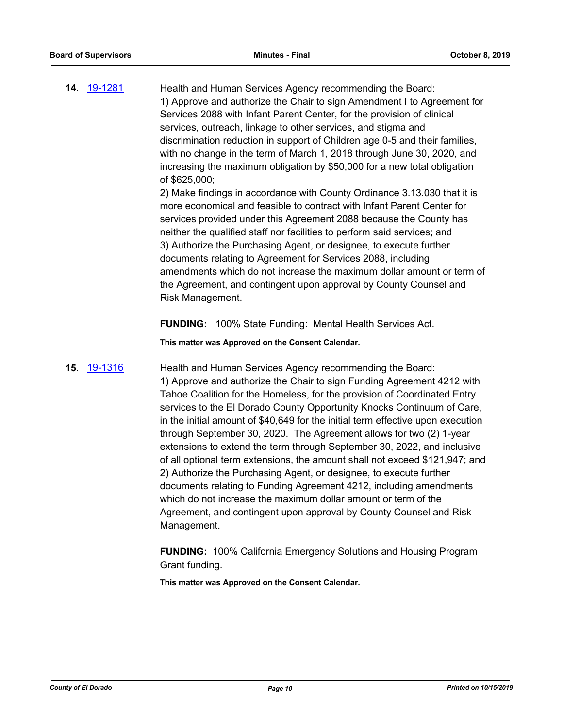**14.** [19-1281](19-1281)

Health and Human Services Agency recommending the Board:
1) Approve and authorize the Chair to sign Amendment I to Agreement for Services 2088 with Infant Parent Center, for the provision of clinical services, outreach, linkage to other services, and stigma and discrimination reduction in support of Children age 0-5 and their families, with no change in the term of March 1, 2018 through June 30, 2020, and increasing the maximum obligation by $50,000 for a new total obligation of $625,000;
2) Make findings in accordance with County Ordinance 3.13.030 that it is more economical and feasible to contract with Infant Parent Center for services provided under this Agreement 2088 because the County has neither the qualified staff nor facilities to perform said services; and
3) Authorize the Purchasing Agent, or designee, to execute further documents relating to Agreement for Services 2088, including amendments which do not increase the maximum dollar amount or term of the Agreement, and contingent upon approval by County Counsel and Risk Management.

**FUNDING:** 100% State Funding: Mental Health Services Act.

**This matter was Approved on the Consent Calendar.**

**15.** [19-1316](19-1316)

Health and Human Services Agency recommending the Board:
1) Approve and authorize the Chair to sign Funding Agreement 4212 with Tahoe Coalition for the Homeless, for the provision of Coordinated Entry services to the El Dorado County Opportunity Knocks Continuum of Care, in the initial amount of $40,649 for the initial term effective upon execution through September 30, 2020. The Agreement allows for two (2) 1-year extensions to extend the term through September 30, 2022, and inclusive of all optional term extensions, the amount shall not exceed $121,947; and
2) Authorize the Purchasing Agent, or designee, to execute further documents relating to Funding Agreement 4212, including amendments which do not increase the maximum dollar amount or term of the Agreement, and contingent upon approval by County Counsel and Risk Management.

**FUNDING:** 100% California Emergency Solutions and Housing Program Grant funding.

**This matter was Approved on the Consent Calendar.**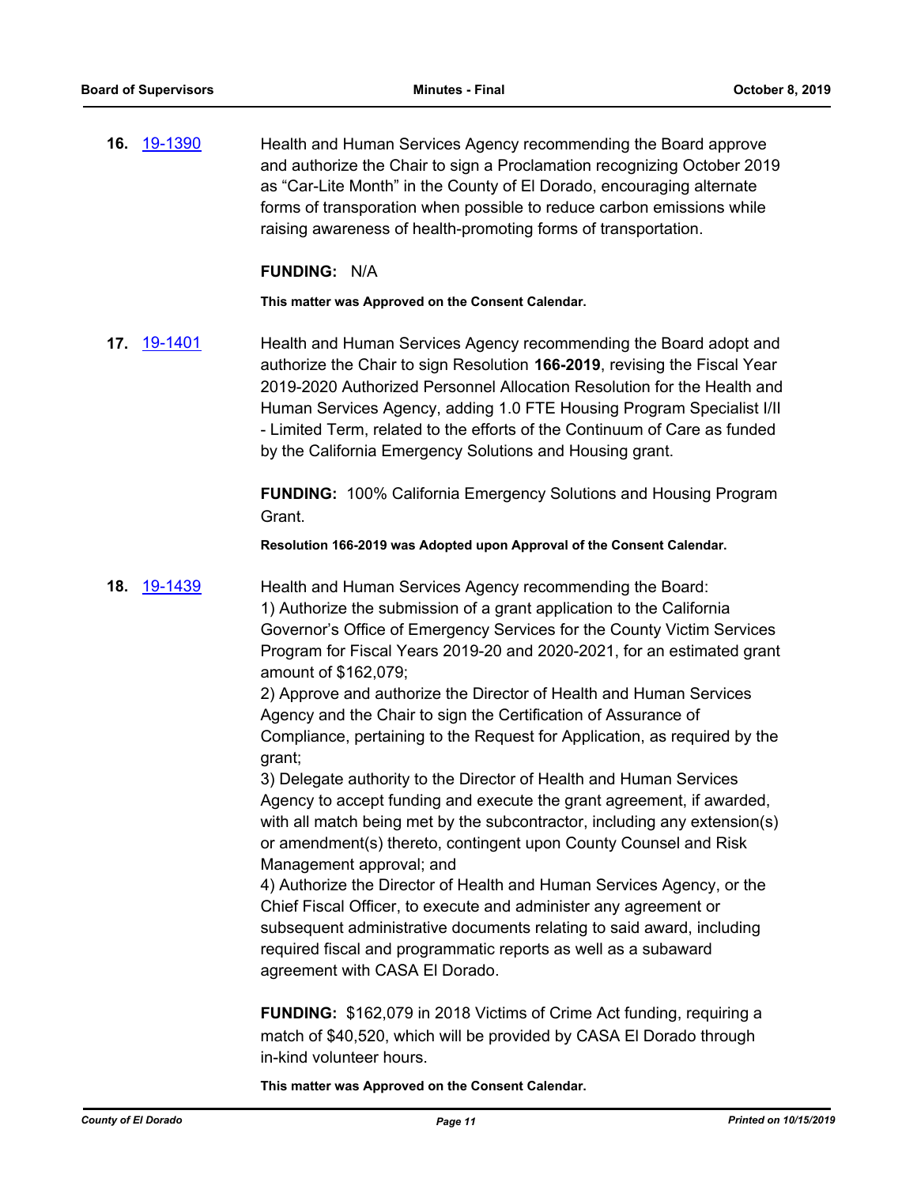**16.** [19-1390] Health and Human Services Agency recommending the Board approve and authorize the Chair to sign a Proclamation recognizing October 2019 as "Car-Lite Month" in the County of El Dorado, encouraging alternate forms of transporation when possible to reduce carbon emissions while raising awareness of health-promoting forms of transportation.

**FUNDING:** N/A

**This matter was Approved on the Consent Calendar.**

**17.** [19-1401] Health and Human Services Agency recommending the Board adopt and authorize the Chair to sign Resolution **166-2019**, revising the Fiscal Year 2019-2020 Authorized Personnel Allocation Resolution for the Health and Human Services Agency, adding 1.0 FTE Housing Program Specialist I/II - Limited Term, related to the efforts of the Continuum of Care as funded by the California Emergency Solutions and Housing grant.

**FUNDING:** 100% California Emergency Solutions and Housing Program Grant.

**Resolution 166-2019 was Adopted upon Approval of the Consent Calendar.**

**18.** [19-1439] Health and Human Services Agency recommending the Board:
1) Authorize the submission of a grant application to the California Governor's Office of Emergency Services for the County Victim Services Program for Fiscal Years 2019-20 and 2020-2021, for an estimated grant amount of $162,079;
2) Approve and authorize the Director of Health and Human Services Agency and the Chair to sign the Certification of Assurance of Compliance, pertaining to the Request for Application, as required by the grant;
3) Delegate authority to the Director of Health and Human Services Agency to accept funding and execute the grant agreement, if awarded, with all match being met by the subcontractor, including any extension(s) or amendment(s) thereto, contingent upon County Counsel and Risk Management approval; and
4) Authorize the Director of Health and Human Services Agency, or the Chief Fiscal Officer, to execute and administer any agreement or subsequent administrative documents relating to said award, including required fiscal and programmatic reports as well as a subaward agreement with CASA El Dorado.

**FUNDING:** $162,079 in 2018 Victims of Crime Act funding, requiring a match of $40,520, which will be provided by CASA El Dorado through in-kind volunteer hours.

**This matter was Approved on the Consent Calendar.**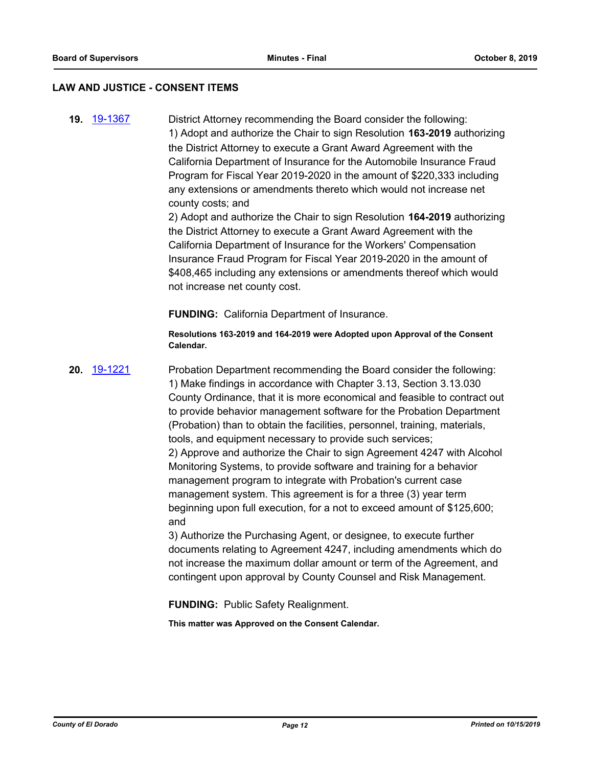## LAW AND JUSTICE - CONSENT ITEMS

**19.** 19-1367

District Attorney recommending the Board consider the following:
1) Adopt and authorize the Chair to sign Resolution **163-2019** authorizing the District Attorney to execute a Grant Award Agreement with the California Department of Insurance for the Automobile Insurance Fraud Program for Fiscal Year 2019-2020 in the amount of $220,333 including any extensions or amendments thereto which would not increase net county costs; and
2) Adopt and authorize the Chair to sign Resolution **164-2019** authorizing the District Attorney to execute a Grant Award Agreement with the California Department of Insurance for the Workers' Compensation Insurance Fraud Program for Fiscal Year 2019-2020 in the amount of $408,465 including any extensions or amendments thereof which would not increase net county cost.

**FUNDING:** California Department of Insurance.

**Resolutions 163-2019 and 164-2019 were Adopted upon Approval of the Consent Calendar.**

**20.** 19-1221

Probation Department recommending the Board consider the following:
1) Make findings in accordance with Chapter 3.13, Section 3.13.030 County Ordinance, that it is more economical and feasible to contract out to provide behavior management software for the Probation Department (Probation) than to obtain the facilities, personnel, training, materials, tools, and equipment necessary to provide such services;
2) Approve and authorize the Chair to sign Agreement 4247 with Alcohol Monitoring Systems, to provide software and training for a behavior management program to integrate with Probation's current case management system. This agreement is for a three (3) year term beginning upon full execution, for a not to exceed amount of $125,600; and
3) Authorize the Purchasing Agent, or designee, to execute further documents relating to Agreement 4247, including amendments which do not increase the maximum dollar amount or term of the Agreement, and contingent upon approval by County Counsel and Risk Management.

**FUNDING:** Public Safety Realignment.

**This matter was Approved on the Consent Calendar.**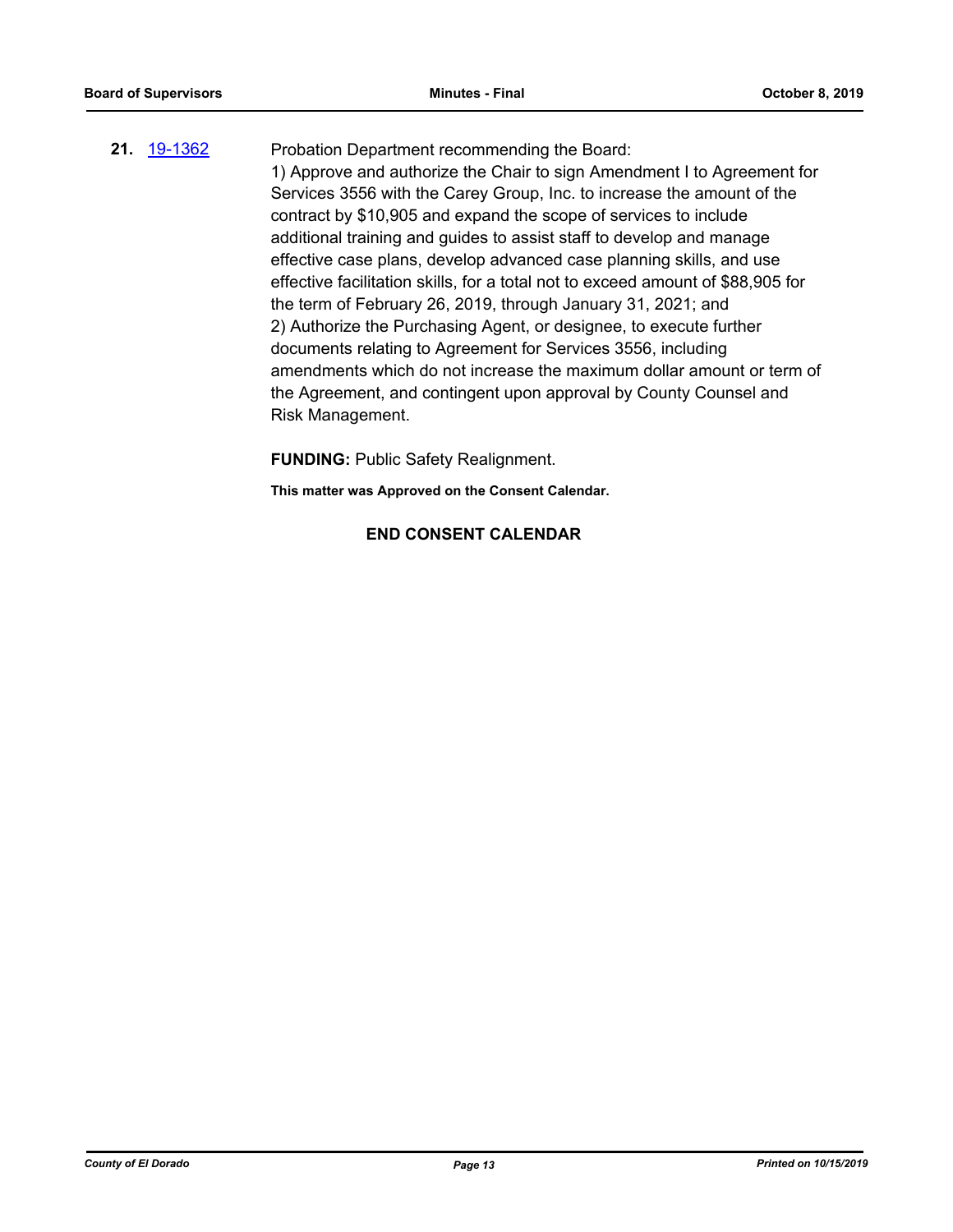**21.** [19-1362](19-1362)

Probation Department recommending the Board:
1) Approve and authorize the Chair to sign Amendment I to Agreement for Services 3556 with the Carey Group, Inc. to increase the amount of the contract by $10,905 and expand the scope of services to include additional training and guides to assist staff to develop and manage effective case plans, develop advanced case planning skills, and use effective facilitation skills, for a total not to exceed amount of $88,905 for the term of February 26, 2019, through January 31, 2021; and
2) Authorize the Purchasing Agent, or designee, to execute further documents relating to Agreement for Services 3556, including amendments which do not increase the maximum dollar amount or term of the Agreement, and contingent upon approval by County Counsel and Risk Management.

**FUNDING:** Public Safety Realignment.

**This matter was Approved on the Consent Calendar.**

**END CONSENT CALENDAR**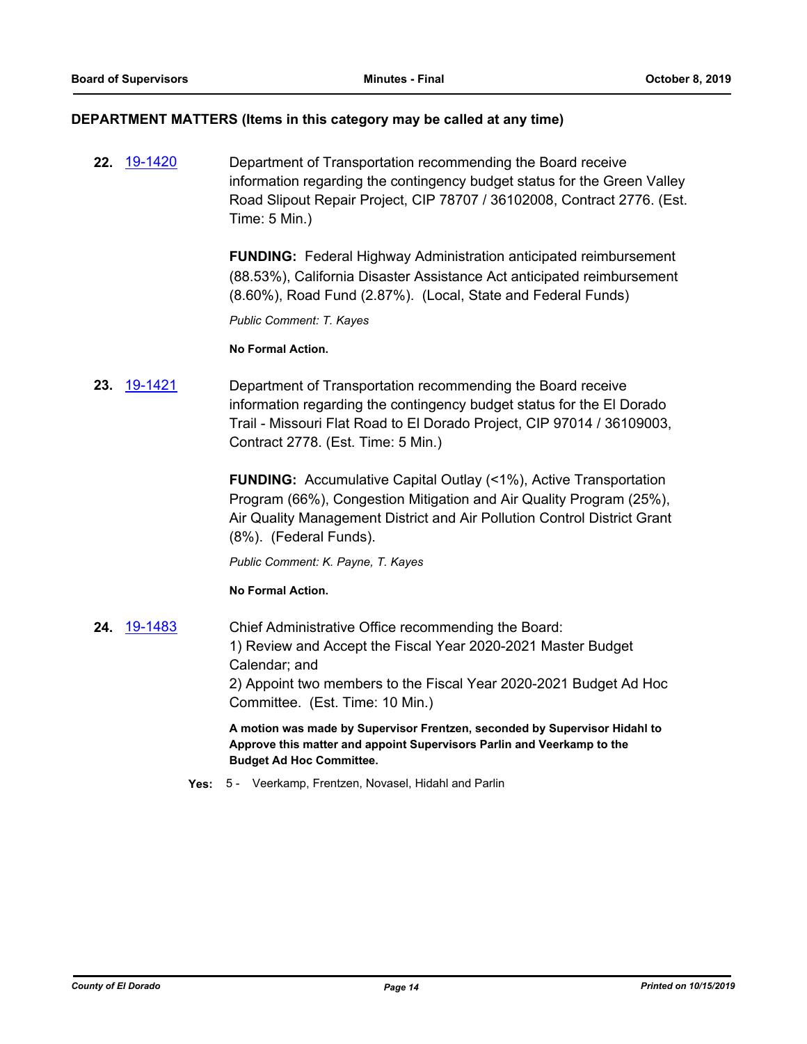## DEPARTMENT MATTERS (Items in this category may be called at any time)

**22.** 19-1420 Department of Transportation recommending the Board receive information regarding the contingency budget status for the Green Valley Road Slipout Repair Project, CIP 78707 / 36102008, Contract 2776. (Est. Time: 5 Min.)

**FUNDING:** Federal Highway Administration anticipated reimbursement (88.53%), California Disaster Assistance Act anticipated reimbursement (8.60%), Road Fund (2.87%). (Local, State and Federal Funds)

*Public Comment: T. Kayes*

**No Formal Action.**

**23.** 19-1421 Department of Transportation recommending the Board receive information regarding the contingency budget status for the El Dorado Trail - Missouri Flat Road to El Dorado Project, CIP 97014 / 36109003, Contract 2778. (Est. Time: 5 Min.)

**FUNDING:** Accumulative Capital Outlay (<1%), Active Transportation Program (66%), Congestion Mitigation and Air Quality Program (25%), Air Quality Management District and Air Pollution Control District Grant (8%). (Federal Funds).

*Public Comment: K. Payne, T. Kayes*

**No Formal Action.**

**24.** 19-1483 Chief Administrative Office recommending the Board:
1) Review and Accept the Fiscal Year 2020-2021 Master Budget Calendar; and
2) Appoint two members to the Fiscal Year 2020-2021 Budget Ad Hoc Committee. (Est. Time: 10 Min.)

**A motion was made by Supervisor Frentzen, seconded by Supervisor Hidahl to Approve this matter and appoint Supervisors Parlin and Veerkamp to the Budget Ad Hoc Committee.**

**Yes:** 5 - Veerkamp, Frentzen, Novasel, Hidahl and Parlin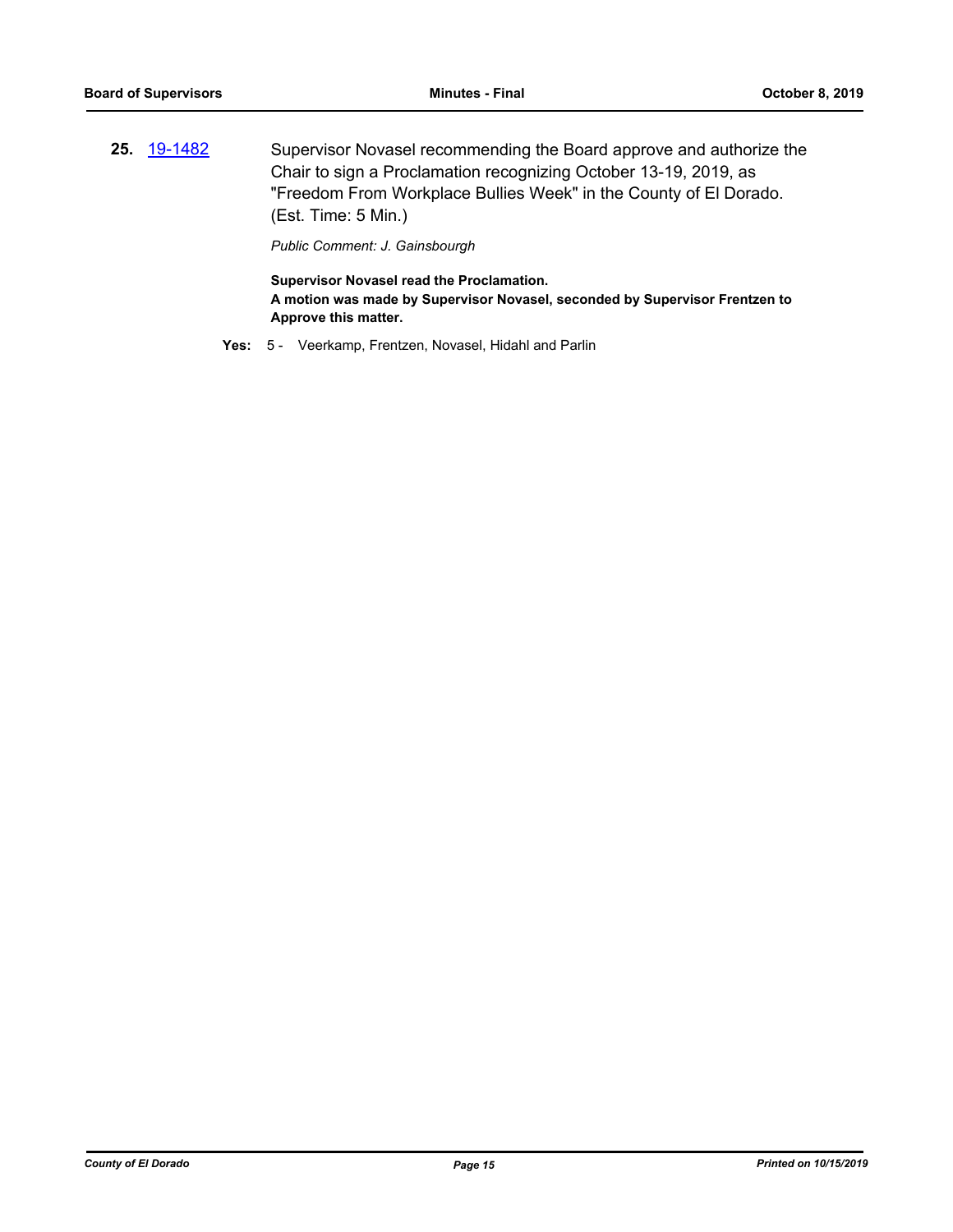**25.** 19-1482

Supervisor Novasel recommending the Board approve and authorize the Chair to sign a Proclamation recognizing October 13-19, 2019, as "Freedom From Workplace Bullies Week" in the County of El Dorado. (Est. Time: 5 Min.)

*Public Comment: J. Gainsbourgh*

**Supervisor Novasel read the Proclamation.**
**A motion was made by Supervisor Novasel, seconded by Supervisor Frentzen to Approve this matter.**

**Yes:** 5 - Veerkamp, Frentzen, Novasel, Hidahl and Parlin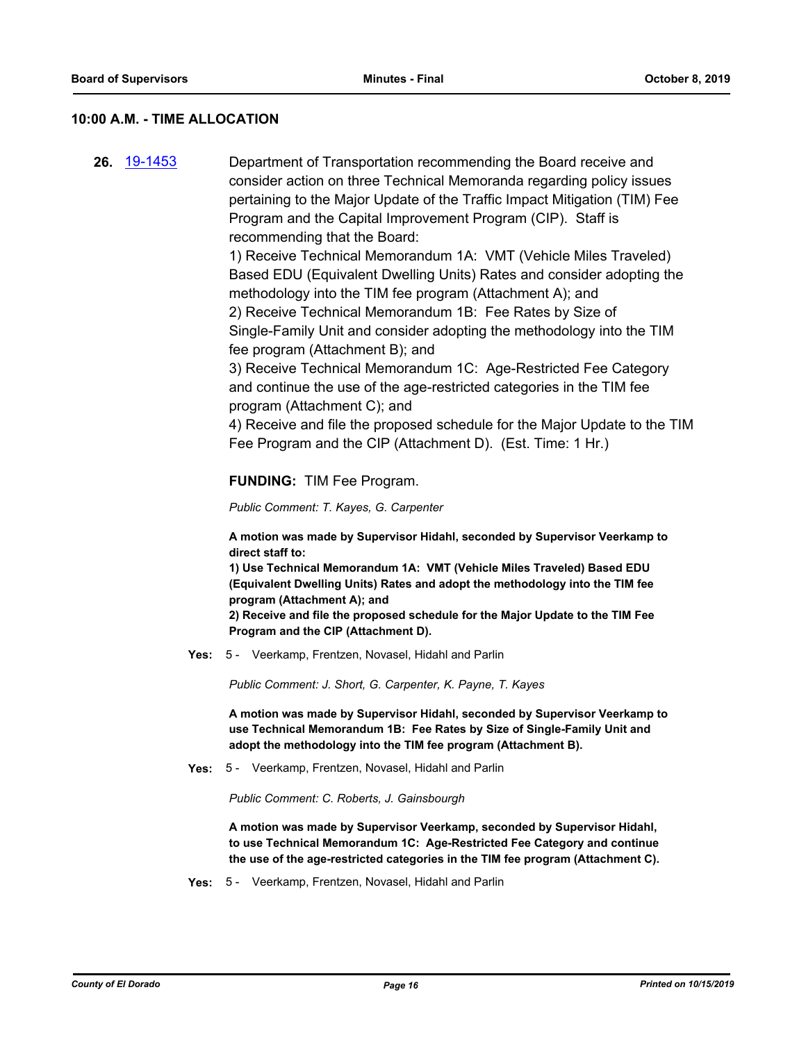## 10:00 A.M. - TIME ALLOCATION

**26.** [19-1453](19-1453) Department of Transportation recommending the Board receive and consider action on three Technical Memoranda regarding policy issues pertaining to the Major Update of the Traffic Impact Mitigation (TIM) Fee Program and the Capital Improvement Program (CIP). Staff is recommending that the Board:
1) Receive Technical Memorandum 1A: VMT (Vehicle Miles Traveled) Based EDU (Equivalent Dwelling Units) Rates and consider adopting the methodology into the TIM fee program (Attachment A); and
2) Receive Technical Memorandum 1B: Fee Rates by Size of Single-Family Unit and consider adopting the methodology into the TIM fee program (Attachment B); and
3) Receive Technical Memorandum 1C: Age-Restricted Fee Category and continue the use of the age-restricted categories in the TIM fee program (Attachment C); and
4) Receive and file the proposed schedule for the Major Update to the TIM Fee Program and the CIP (Attachment D). (Est. Time: 1 Hr.)

**FUNDING:** TIM Fee Program.

*Public Comment: T. Kayes, G. Carpenter*

**A motion was made by Supervisor Hidahl, seconded by Supervisor Veerkamp to direct staff to:**
**1) Use Technical Memorandum 1A: VMT (Vehicle Miles Traveled) Based EDU (Equivalent Dwelling Units) Rates and adopt the methodology into the TIM fee program (Attachment A); and**
**2) Receive and file the proposed schedule for the Major Update to the TIM Fee Program and the CIP (Attachment D).**

**Yes:** 5 - Veerkamp, Frentzen, Novasel, Hidahl and Parlin

*Public Comment: J. Short, G. Carpenter, K. Payne, T. Kayes*

**A motion was made by Supervisor Hidahl, seconded by Supervisor Veerkamp to use Technical Memorandum 1B: Fee Rates by Size of Single-Family Unit and adopt the methodology into the TIM fee program (Attachment B).**

**Yes:** 5 - Veerkamp, Frentzen, Novasel, Hidahl and Parlin

*Public Comment: C. Roberts, J. Gainsbourgh*

**A motion was made by Supervisor Veerkamp, seconded by Supervisor Hidahl, to use Technical Memorandum 1C: Age-Restricted Fee Category and continue the use of the age-restricted categories in the TIM fee program (Attachment C).**

**Yes:** 5 - Veerkamp, Frentzen, Novasel, Hidahl and Parlin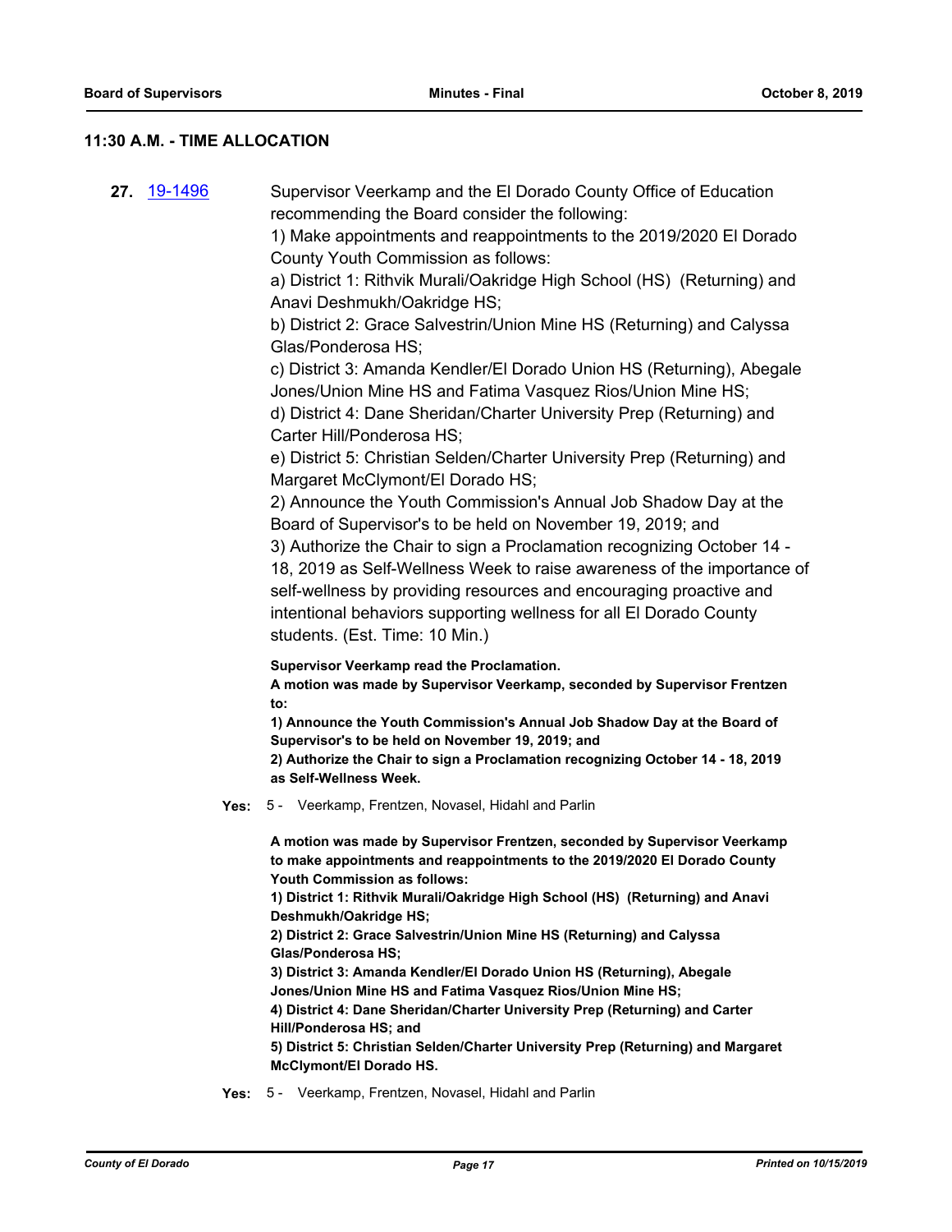## 11:30 A.M. - TIME ALLOCATION

**27.** [19-1496](19-1496)

Supervisor Veerkamp and the El Dorado County Office of Education recommending the Board consider the following:

1) Make appointments and reappointments to the 2019/2020 El Dorado County Youth Commission as follows:

a) District 1: Rithvik Murali/Oakridge High School (HS) (Returning) and Anavi Deshmukh/Oakridge HS;

b) District 2: Grace Salvestrin/Union Mine HS (Returning) and Calyssa Glas/Ponderosa HS;

c) District 3: Amanda Kendler/El Dorado Union HS (Returning), Abegale Jones/Union Mine HS and Fatima Vasquez Rios/Union Mine HS;

d) District 4: Dane Sheridan/Charter University Prep (Returning) and Carter Hill/Ponderosa HS;

e) District 5: Christian Selden/Charter University Prep (Returning) and Margaret McClymont/El Dorado HS;

2) Announce the Youth Commission's Annual Job Shadow Day at the Board of Supervisor's to be held on November 19, 2019; and

3) Authorize the Chair to sign a Proclamation recognizing October 14 - 18, 2019 as Self-Wellness Week to raise awareness of the importance of self-wellness by providing resources and encouraging proactive and intentional behaviors supporting wellness for all El Dorado County students. (Est. Time: 10 Min.)

**Supervisor Veerkamp read the Proclamation.**

**A motion was made by Supervisor Veerkamp, seconded by Supervisor Frentzen to:**

**1) Announce the Youth Commission's Annual Job Shadow Day at the Board of Supervisor's to be held on November 19, 2019; and**

**2) Authorize the Chair to sign a Proclamation recognizing October 14 - 18, 2019 as Self-Wellness Week.**

**Yes:** 5 - Veerkamp, Frentzen, Novasel, Hidahl and Parlin

**A motion was made by Supervisor Frentzen, seconded by Supervisor Veerkamp to make appointments and reappointments to the 2019/2020 El Dorado County Youth Commission as follows:**

**1) District 1: Rithvik Murali/Oakridge High School (HS) (Returning) and Anavi Deshmukh/Oakridge HS;**

**2) District 2: Grace Salvestrin/Union Mine HS (Returning) and Calyssa Glas/Ponderosa HS;**

**3) District 3: Amanda Kendler/El Dorado Union HS (Returning), Abegale Jones/Union Mine HS and Fatima Vasquez Rios/Union Mine HS;**

**4) District 4: Dane Sheridan/Charter University Prep (Returning) and Carter Hill/Ponderosa HS; and**

**5) District 5: Christian Selden/Charter University Prep (Returning) and Margaret McClymont/El Dorado HS.**

**Yes:** 5 - Veerkamp, Frentzen, Novasel, Hidahl and Parlin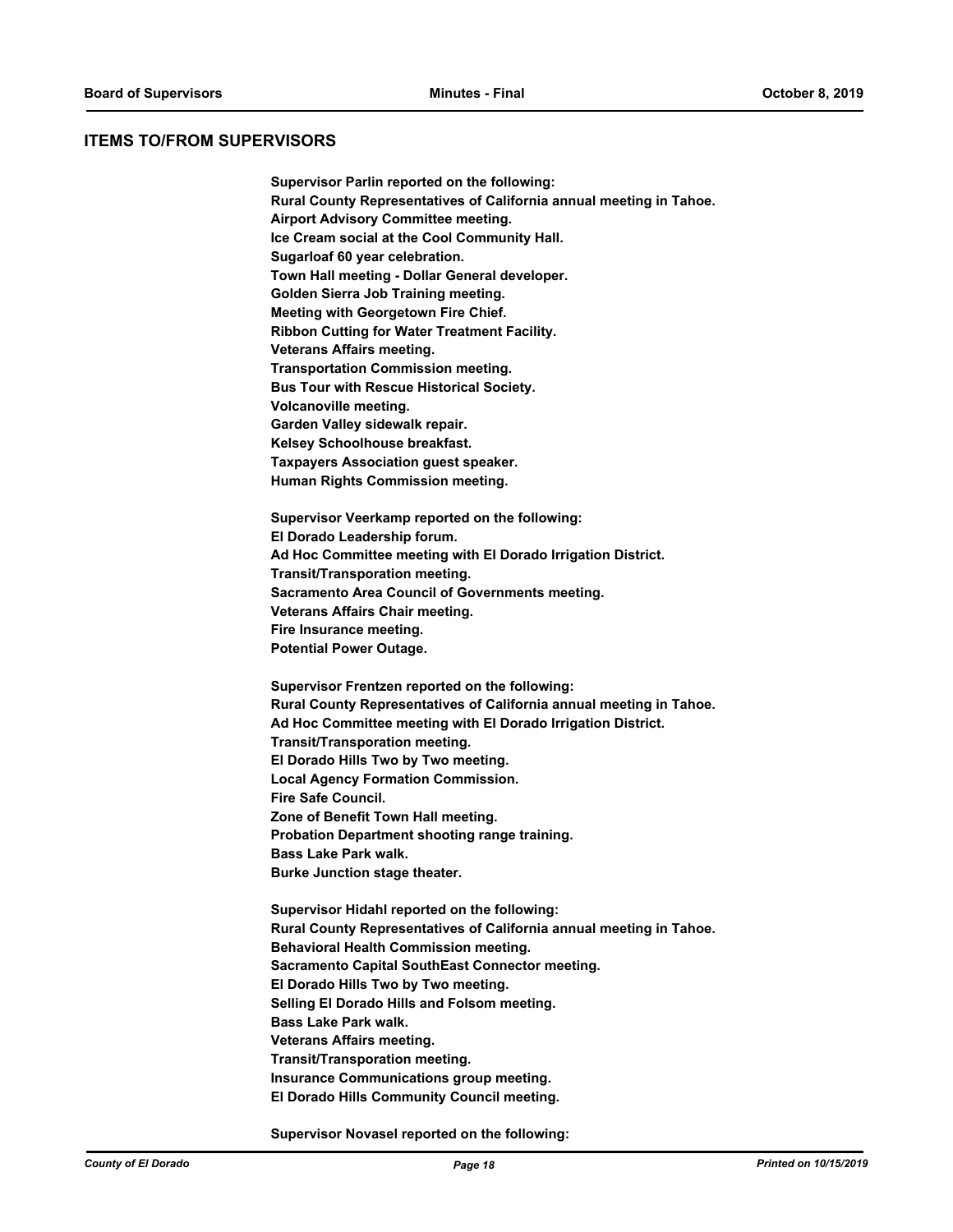## ITEMS TO/FROM SUPERVISORS

**Supervisor Parlin reported on the following:**
**Rural County Representatives of California annual meeting in Tahoe.**
**Airport Advisory Committee meeting.**
**Ice Cream social at the Cool Community Hall.**
**Sugarloaf 60 year celebration.**
**Town Hall meeting - Dollar General developer.**
**Golden Sierra Job Training meeting.**
**Meeting with Georgetown Fire Chief.**
**Ribbon Cutting for Water Treatment Facility.**
**Veterans Affairs meeting.**
**Transportation Commission meeting.**
**Bus Tour with Rescue Historical Society.**
**Volcanoville meeting.**
**Garden Valley sidewalk repair.**
**Kelsey Schoolhouse breakfast.**
**Taxpayers Association guest speaker.**
**Human Rights Commission meeting.**

**Supervisor Veerkamp reported on the following:**
**El Dorado Leadership forum.**
**Ad Hoc Committee meeting with El Dorado Irrigation District.**
**Transit/Transporation meeting.**
**Sacramento Area Council of Governments meeting.**
**Veterans Affairs Chair meeting.**
**Fire Insurance meeting.**
**Potential Power Outage.**

**Supervisor Frentzen reported on the following:**
**Rural County Representatives of California annual meeting in Tahoe.**
**Ad Hoc Committee meeting with El Dorado Irrigation District.**
**Transit/Transporation meeting.**
**El Dorado Hills Two by Two meeting.**
**Local Agency Formation Commission.**
**Fire Safe Council.**
**Zone of Benefit Town Hall meeting.**
**Probation Department shooting range training.**
**Bass Lake Park walk.**
**Burke Junction stage theater.**

**Supervisor Hidahl reported on the following:**
**Rural County Representatives of California annual meeting in Tahoe.**
**Behavioral Health Commission meeting.**
**Sacramento Capital SouthEast Connector meeting.**
**El Dorado Hills Two by Two meeting.**
**Selling El Dorado Hills and Folsom meeting.**
**Bass Lake Park walk.**
**Veterans Affairs meeting.**
**Transit/Transporation meeting.**
**Insurance Communications group meeting.**
**El Dorado Hills Community Council meeting.**

**Supervisor Novasel reported on the following:**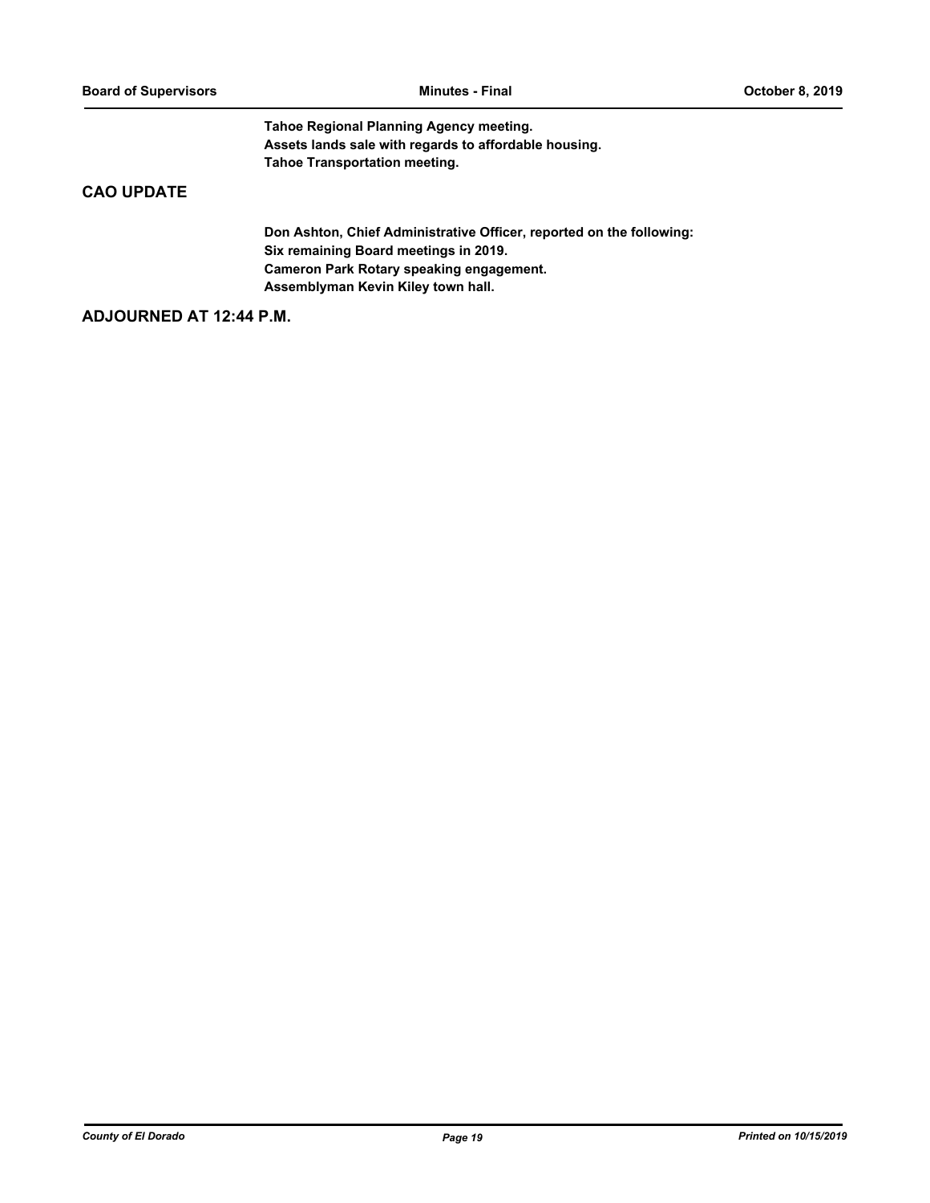**Tahoe Regional Planning Agency meeting.**
**Assets lands sale with regards to affordable housing.**
**Tahoe Transportation meeting.**

## CAO UPDATE

**Don Ashton, Chief Administrative Officer, reported on the following:**
**Six remaining Board meetings in 2019.**
**Cameron Park Rotary speaking engagement.**
**Assemblyman Kevin Kiley town hall.**

## ADJOURNED AT 12:44 P.M.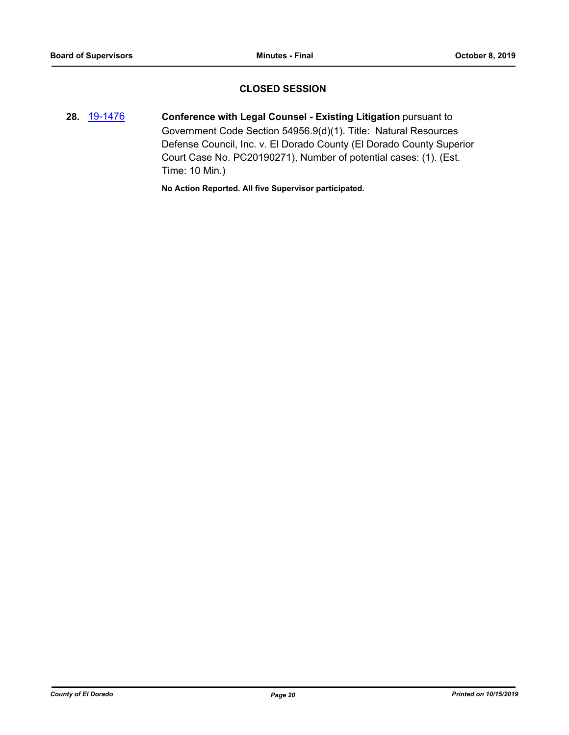## CLOSED SESSION

**28.** 19-1476 **Conference with Legal Counsel - Existing Litigation** pursuant to Government Code Section 54956.9(d)(1). Title: Natural Resources Defense Council, Inc. v. El Dorado County (El Dorado County Superior Court Case No. PC20190271), Number of potential cases: (1). (Est. Time: 10 Min.)

**No Action Reported. All five Supervisor participated.**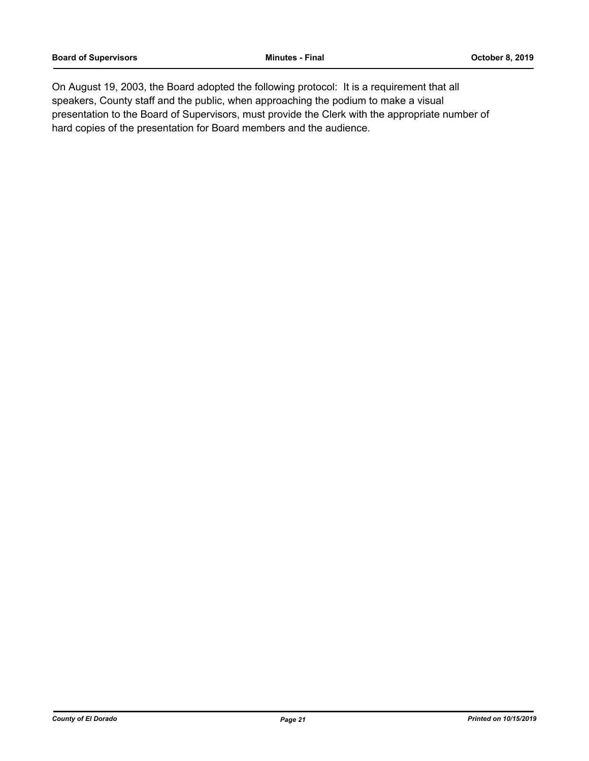On August 19, 2003, the Board adopted the following protocol: It is a requirement that all speakers, County staff and the public, when approaching the podium to make a visual presentation to the Board of Supervisors, must provide the Clerk with the appropriate number of hard copies of the presentation for Board members and the audience.